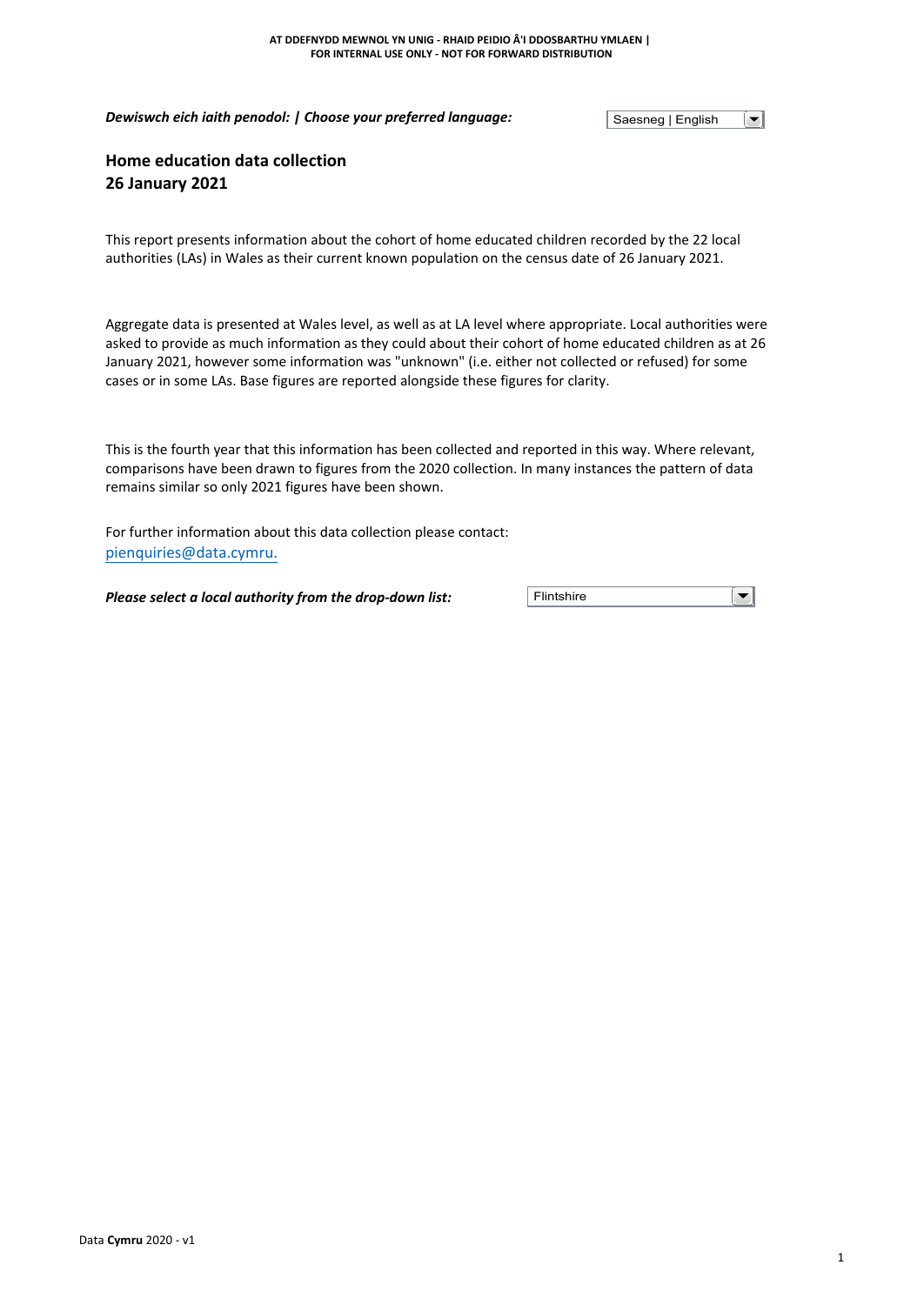**AT DDEFNYDD MEWNOL YN UNIG - RHAID PEIDIO Â'I DDOSBARTHU YMLAEN | FOR INTERNAL USE ONLY - NOT FOR FORWARD DISTRIBUTION**

***Dewiswch eich iaith penodol: | Choose your preferred language:*** Saesneg | English

## Home education data collection
## 26 January 2021

This report presents information about the cohort of home educated children recorded by the 22 local authorities (LAs) in Wales as their current known population on the census date of 26 January 2021.

Aggregate data is presented at Wales level, as well as at LA level where appropriate. Local authorities were asked to provide as much information as they could about their cohort of home educated children as at 26 January 2021, however some information was "unknown" (i.e. either not collected or refused) for some cases or in some LAs. Base figures are reported alongside these figures for clarity.

This is the fourth year that this information has been collected and reported in this way. Where relevant, comparisons have been drawn to figures from the 2020 collection. In many instances the pattern of data remains similar so only 2021 figures have been shown.

For further information about this data collection please contact:
pienquiries@data.cymru.

***Please select a local authority from the drop-down list:*** Flintshire

Data **Cymru** 2020 - v1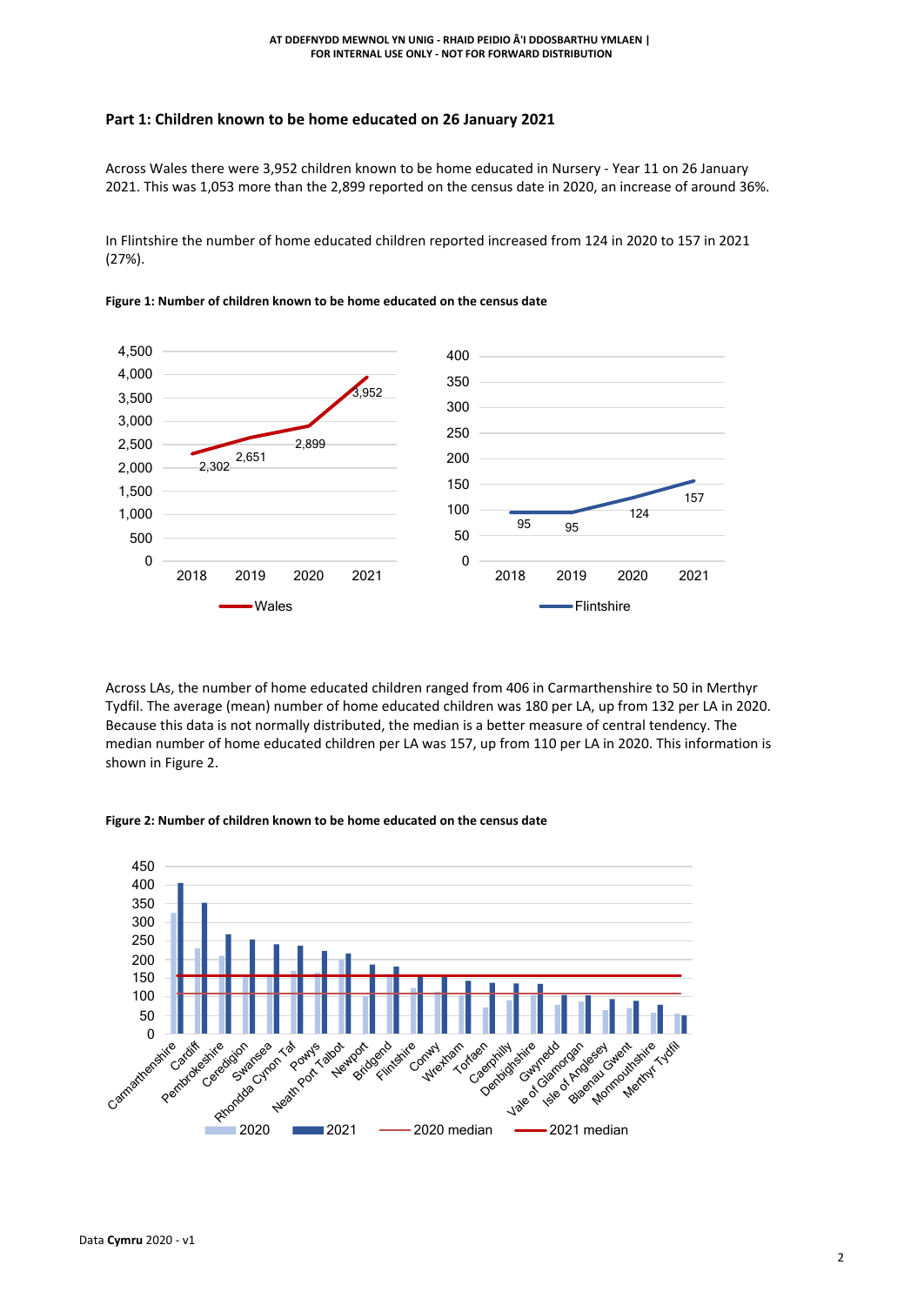## Part 1: Children known to be home educated on 26 January 2021

Across Wales there were 3,952 children known to be home educated in Nursery - Year 11 on 26 January 2021. This was 1,053 more than the 2,899 reported on the census date in 2020, an increase of around 36%.

In Flintshire the number of home educated children reported increased from 124 in 2020 to 157 in 2021 (27%).

**Figure 1: Number of children known to be home educated on the census date**

| Year | Wales | Flintshire |
|---|---|---|
| 2018 | 2,302 | 95 |
| 2019 | 2,651 | 95 |
| 2020 | 2,899 | 124 |
| 2021 | 3,952 | 157 |

Across LAs, the number of home educated children ranged from 406 in Carmarthenshire to 50 in Merthyr Tydfil. The average (mean) number of home educated children was 180 per LA, up from 132 per LA in 2020. Because this data is not normally distributed, the median is a better measure of central tendency. The median number of home educated children per LA was 157, up from 110 per LA in 2020. This information is shown in Figure 2.

**Figure 2: Number of children known to be home educated on the census date**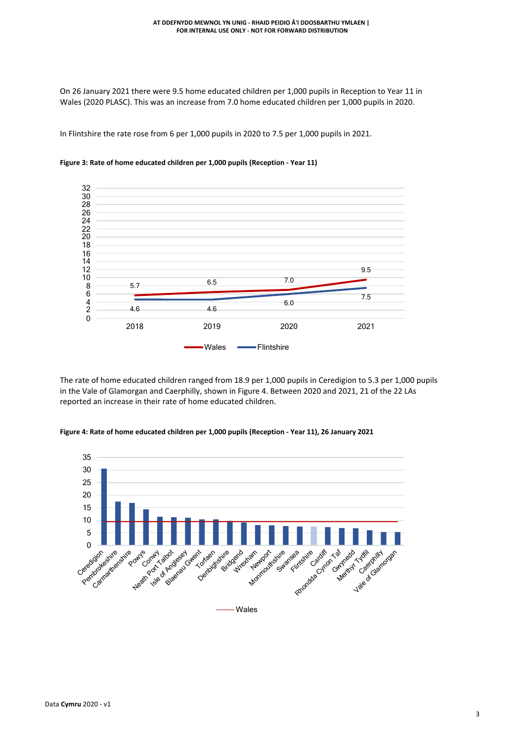On 26 January 2021 there were 9.5 home educated children per 1,000 pupils in Reception to Year 11 in Wales (2020 PLASC). This was an increase from 7.0 home educated children per 1,000 pupils in 2020.

In Flintshire the rate rose from 6 per 1,000 pupils in 2020 to 7.5 per 1,000 pupils in 2021.

**Figure 3: Rate of home educated children per 1,000 pupils (Reception - Year 11)**

| | 2018 | 2019 | 2020 | 2021 |
|---|---|---|---|---|
| Wales | 5.7 | 6.5 | 7.0 | 9.5 |
| Flintshire | 4.6 | 4.6 | 6.0 | 7.5 |

The rate of home educated children ranged from 18.9 per 1,000 pupils in Ceredigion to 5.3 per 1,000 pupils in the Vale of Glamorgan and Caerphilly, shown in Figure 4. Between 2020 and 2021, 21 of the 22 LAs reported an increase in their rate of home educated children.

**Figure 4: Rate of home educated children per 1,000 pupils (Reception - Year 11), 26 January 2021**

Ceredigion, Pembrokeshire, Carmarthenshire, Powys, Conwy, Neath Port Talbot, Isle of Anglesey, Blaenau Gwent, Torfaen, Denbighshire, Bridgend, Wrexham, Newport, Monmouthshire, Swansea, Flintshire, Cardiff, Rhondda Cynon Taf, Gwynedd, Merthyr Tydfil, Caerphilly, Vale of Glamorgan

Wales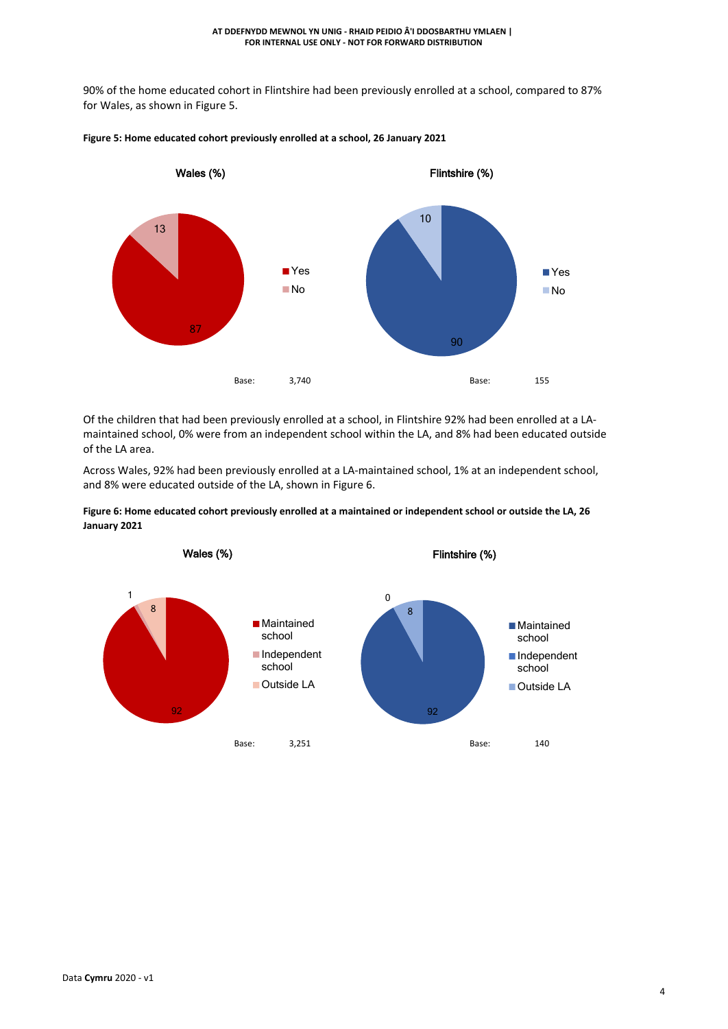90% of the home educated cohort in Flintshire had been previously enrolled at a school, compared to 87% for Wales, as shown in Figure 5.

**Figure 5: Home educated cohort previously enrolled at a school, 26 January 2021**

| | Wales (%) | Flintshire (%) |
|---|---|---|
| Yes | 87 | 90 |
| No | 13 | 10 |
| Base: | 3,740 | 155 |

Of the children that had been previously enrolled at a school, in Flintshire 92% had been enrolled at a LA-maintained school, 0% were from an independent school within the LA, and 8% had been educated outside of the LA area.

Across Wales, 92% had been previously enrolled at a LA-maintained school, 1% at an independent school, and 8% were educated outside of the LA, shown in Figure 6.

**Figure 6: Home educated cohort previously enrolled at a maintained or independent school or outside the LA, 26 January 2021**

| | Wales (%) | Flintshire (%) |
|---|---|---|
| Maintained school | 92 | 92 |
| Independent school | 1 | 0 |
| Outside LA | 8 | 8 |
| Base: | 3,251 | 140 |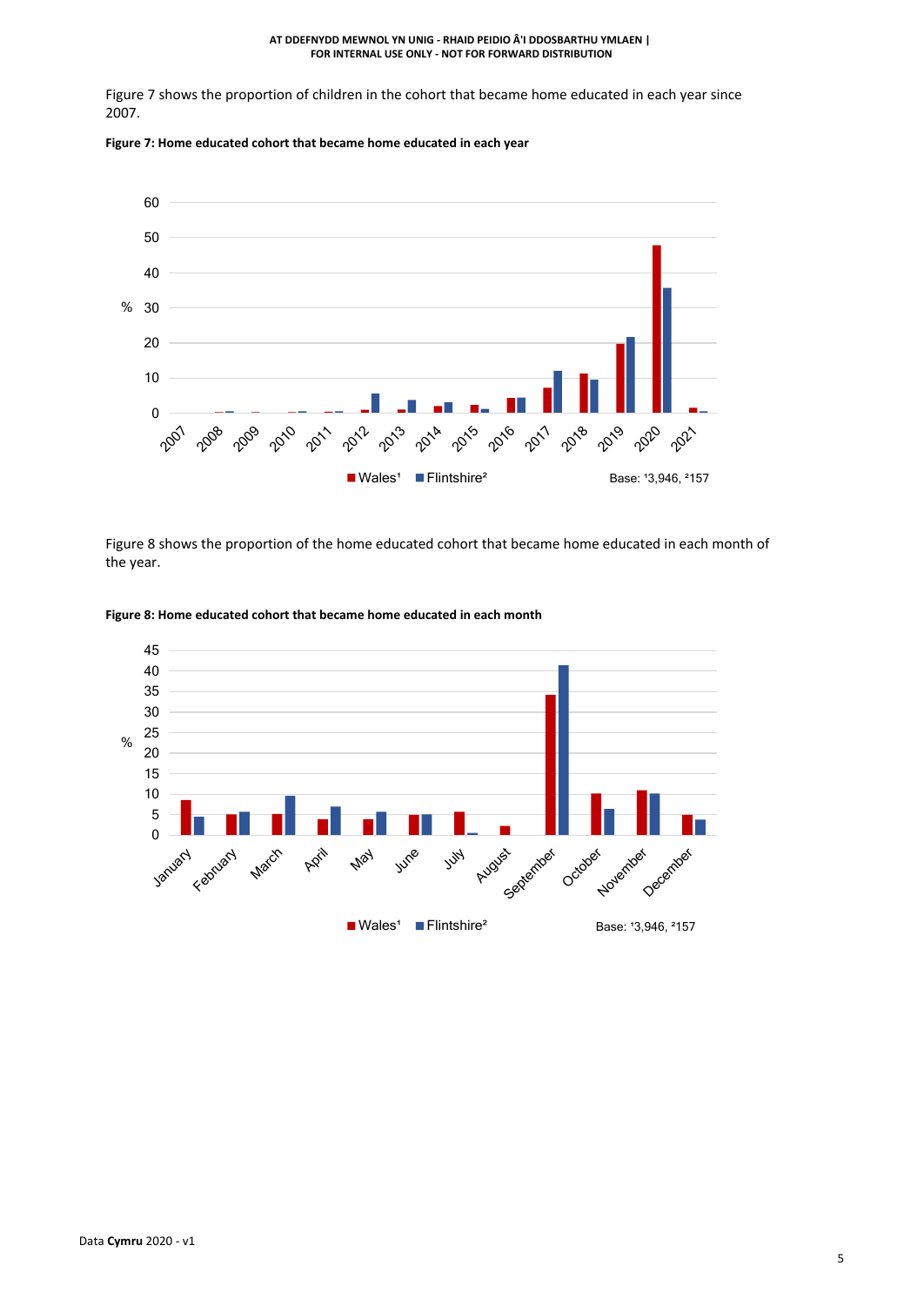Figure 7 shows the proportion of children in the cohort that became home educated in each year since 2007.

**Figure 7: Home educated cohort that became home educated in each year**

Figure 8 shows the proportion of the home educated cohort that became home educated in each month of the year.

**Figure 8: Home educated cohort that became home educated in each month**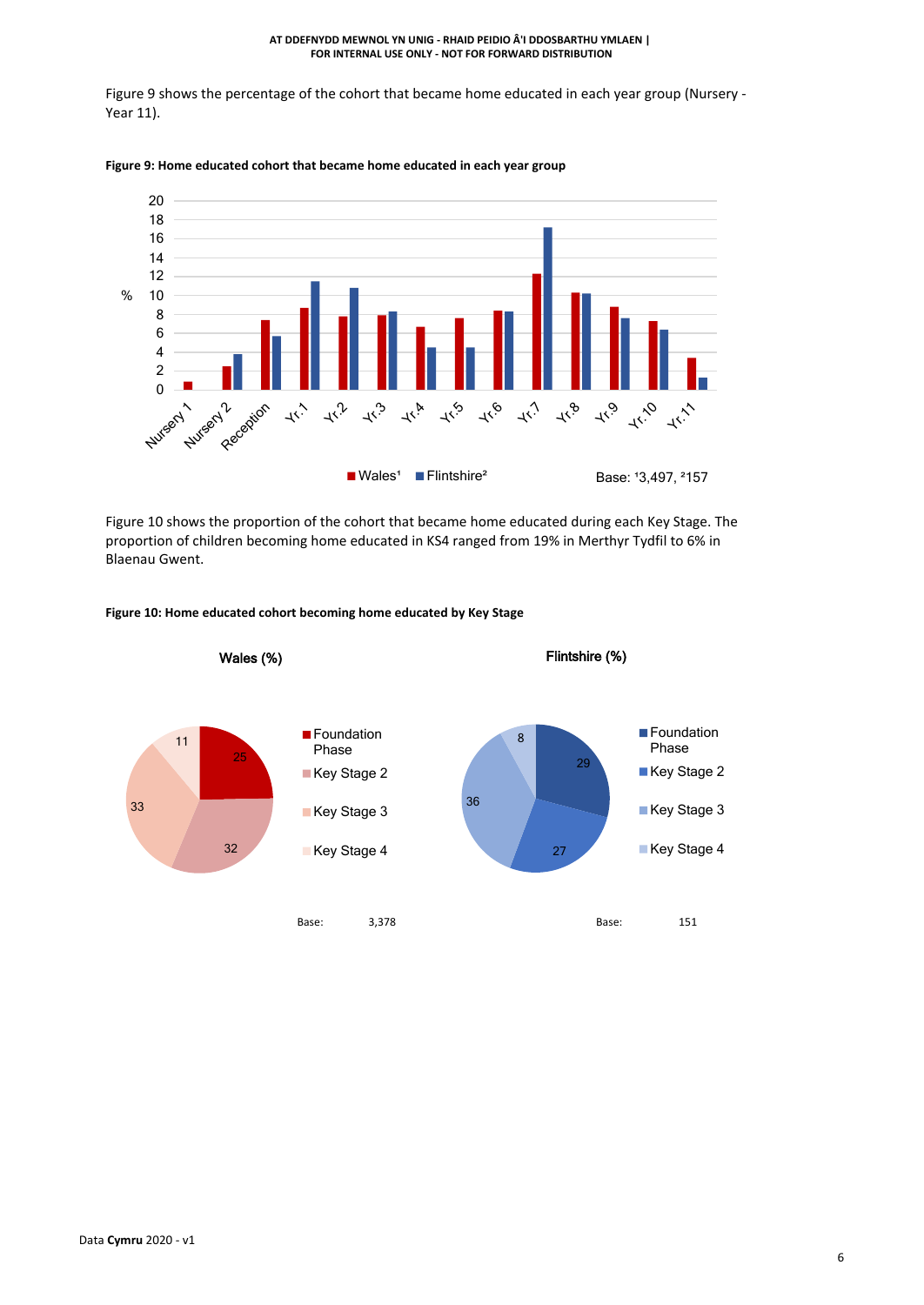Figure 9 shows the percentage of the cohort that became home educated in each year group (Nursery - Year 11).

**Figure 9: Home educated cohort that became home educated in each year group**

Figure 10 shows the proportion of the cohort that became home educated during each Key Stage. The proportion of children becoming home educated in KS4 ranged from 19% in Merthyr Tydfil to 6% in Blaenau Gwent.

**Figure 10: Home educated cohort becoming home educated by Key Stage**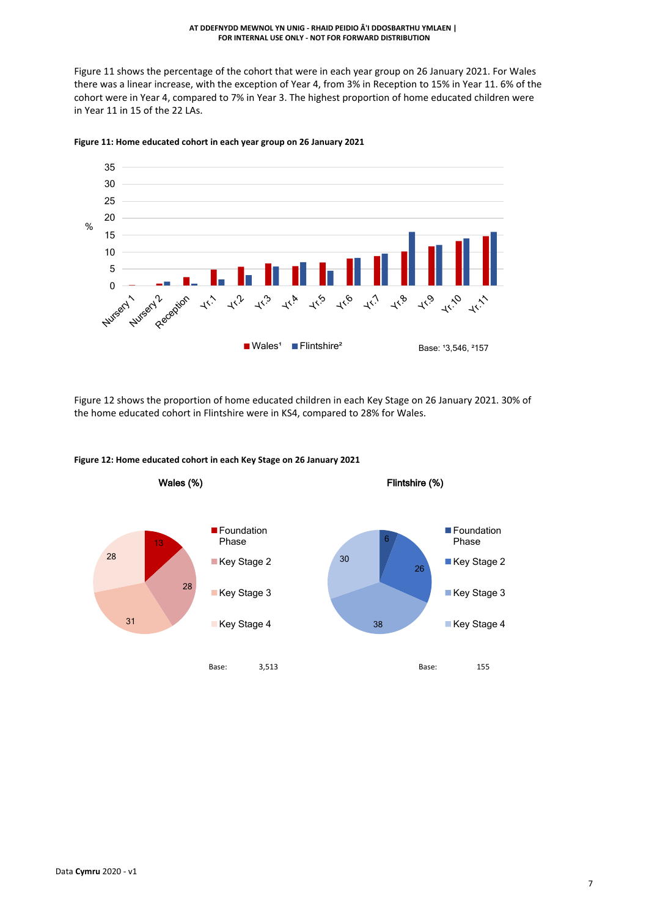Figure 11 shows the percentage of the cohort that were in each year group on 26 January 2021. For Wales there was a linear increase, with the exception of Year 4, from 3% in Reception to 15% in Year 11. 6% of the cohort were in Year 4, compared to 7% in Year 3. The highest proportion of home educated children were in Year 11 in 15 of the 22 LAs.

**Figure 11: Home educated cohort in each year group on 26 January 2021**

Base: [1]3,546, [2]157

Figure 12 shows the proportion of home educated children in each Key Stage on 26 January 2021. 30% of the home educated cohort in Flintshire were in KS4, compared to 28% for Wales.

**Figure 12: Home educated cohort in each Key Stage on 26 January 2021**

| Key Stage | Wales (%) | Flintshire (%) |
|---|---|---|
| Foundation Phase | 13 | 6 |
| Key Stage 2 | 28 | 26 |
| Key Stage 3 | 31 | 38 |
| Key Stage 4 | 28 | 30 |
| Base: | 3,513 | 155 |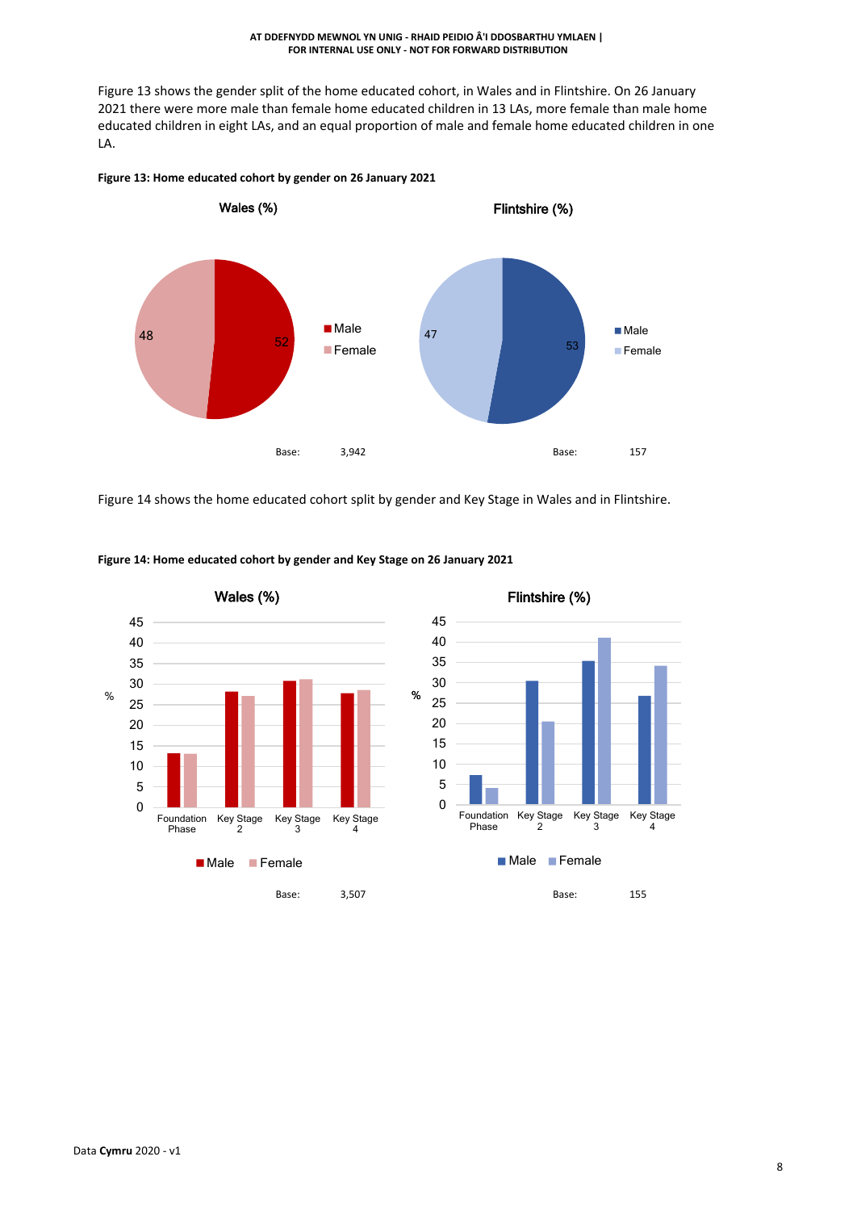Figure 13 shows the gender split of the home educated cohort, in Wales and in Flintshire. On 26 January 2021 there were more male than female home educated children in 13 LAs, more female than male home educated children in eight LAs, and an equal proportion of male and female home educated children in one LA.

**Figure 13: Home educated cohort by gender on 26 January 2021**

Wales (%)

| | % |
|---|---|
| Male | 52 |
| Female | 48 |

Base: 3,942

Flintshire (%)

| | % |
|---|---|
| Male | 53 |
| Female | 47 |

Base: 157

Figure 14 shows the home educated cohort split by gender and Key Stage in Wales and in Flintshire.

**Figure 14: Home educated cohort by gender and Key Stage on 26 January 2021**

Wales (%)

Base: 3,507

Flintshire (%)

Base: 155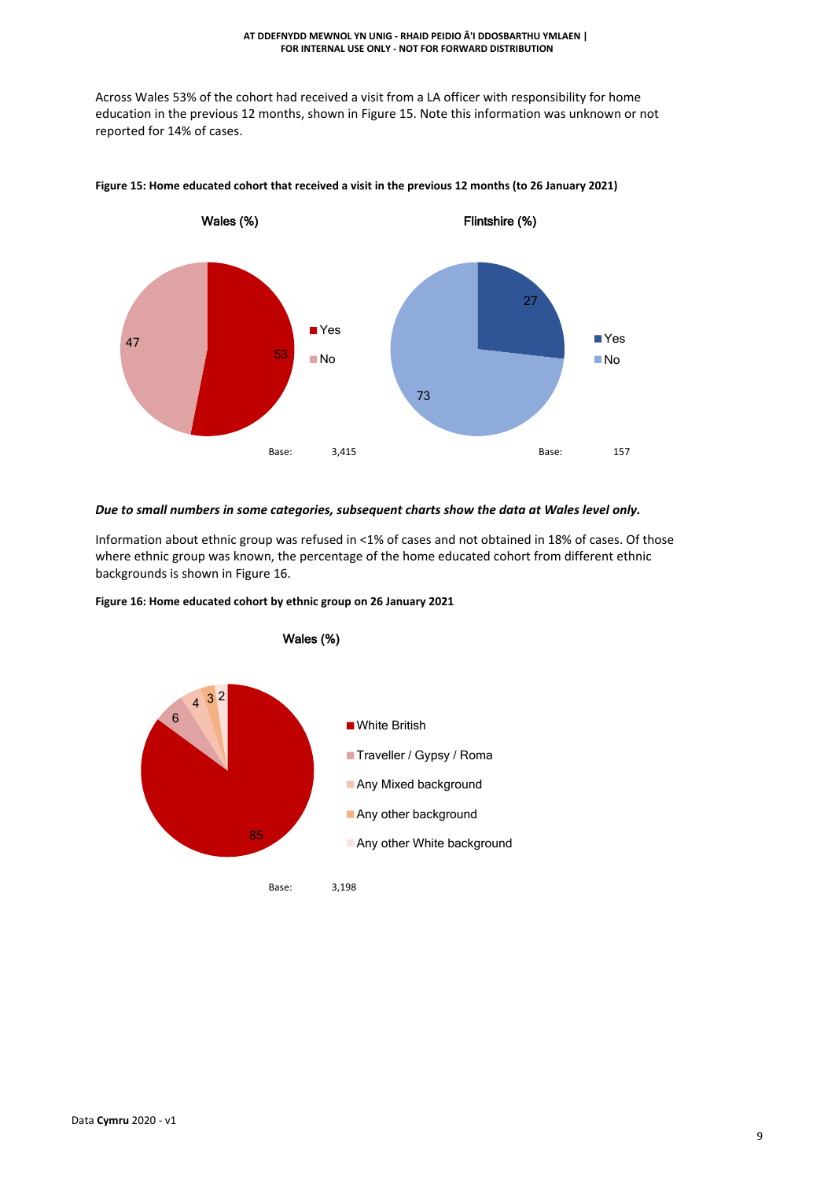Across Wales 53% of the cohort had received a visit from a LA officer with responsibility for home education in the previous 12 months, shown in Figure 15. Note this information was unknown or not reported for 14% of cases.

**Figure 15: Home educated cohort that received a visit in the previous 12 months (to 26 January 2021)**

Wales (%)

- Yes: 53
- No: 47

Base: 3,415

Flintshire (%)

- Yes: 27
- No: 73

Base: 157

***Due to small numbers in some categories, subsequent charts show the data at Wales level only.***

Information about ethnic group was refused in <1% of cases and not obtained in 18% of cases. Of those where ethnic group was known, the percentage of the home educated cohort from different ethnic backgrounds is shown in Figure 16.

**Figure 16: Home educated cohort by ethnic group on 26 January 2021**

Wales (%)

- White British: 85
- Traveller / Gypsy / Roma: 6
- Any Mixed background: 4
- Any other background: 3
- Any other White background: 2

Base: 3,198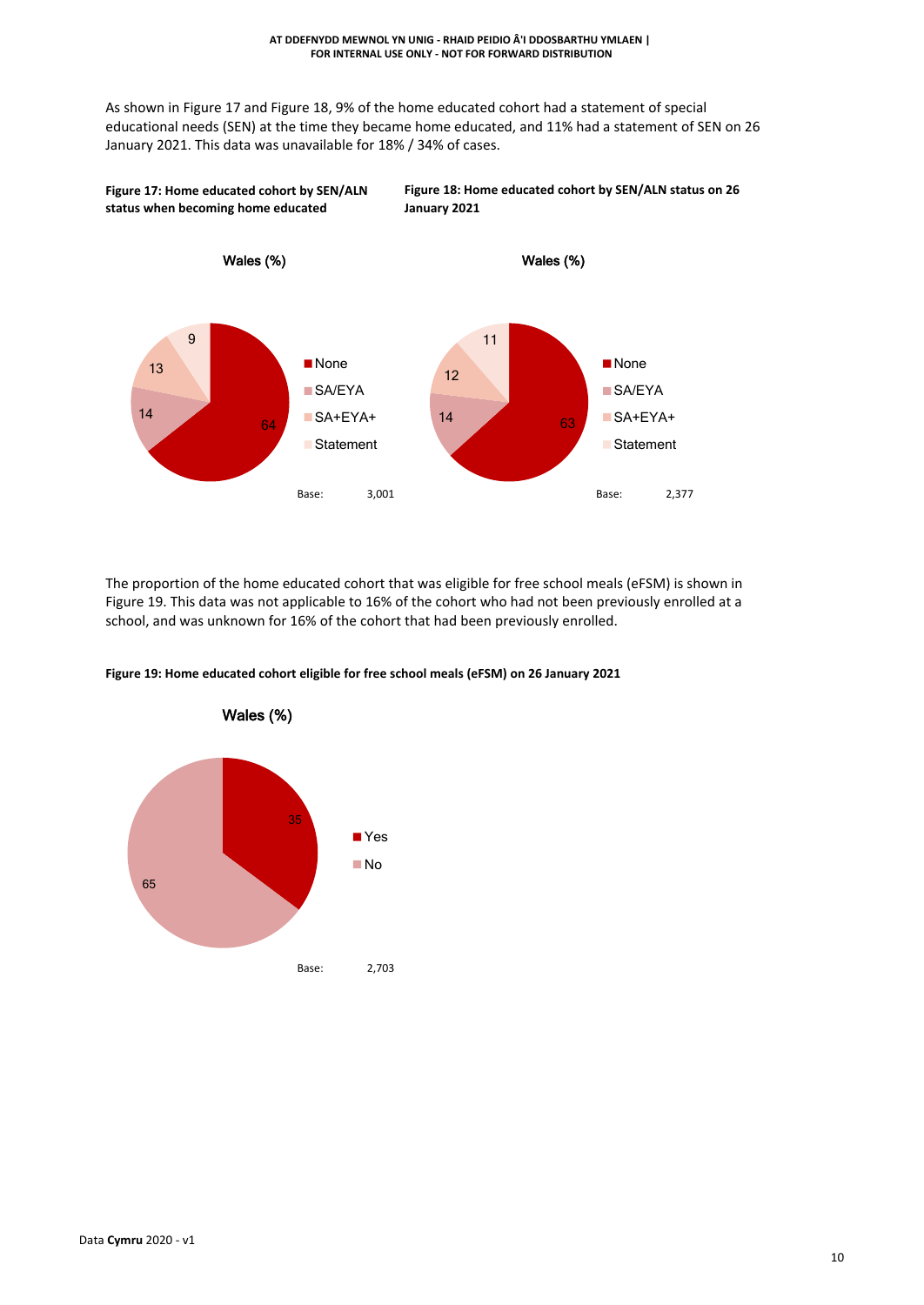As shown in Figure 17 and Figure 18, 9% of the home educated cohort had a statement of special educational needs (SEN) at the time they became home educated, and 11% had a statement of SEN on 26 January 2021. This data was unavailable for 18% / 34% of cases.

**Figure 17: Home educated cohort by SEN/ALN status when becoming home educated**

Wales (%)

| Status | % |
| --- | --- |
| None | 64 |
| SA/EYA | 14 |
| SA+EYA+ | 13 |
| Statement | 9 |

Base: 3,001

**Figure 18: Home educated cohort by SEN/ALN status on 26 January 2021**

Wales (%)

| Status | % |
| --- | --- |
| None | 63 |
| SA/EYA | 14 |
| SA+EYA+ | 12 |
| Statement | 11 |

Base: 2,377

The proportion of the home educated cohort that was eligible for free school meals (eFSM) is shown in Figure 19. This data was not applicable to 16% of the cohort who had not been previously enrolled at a school, and was unknown for 16% of the cohort that had been previously enrolled.

**Figure 19: Home educated cohort eligible for free school meals (eFSM) on 26 January 2021**

Wales (%)

| eFSM | % |
| --- | --- |
| Yes | 35 |
| No | 65 |

Base: 2,703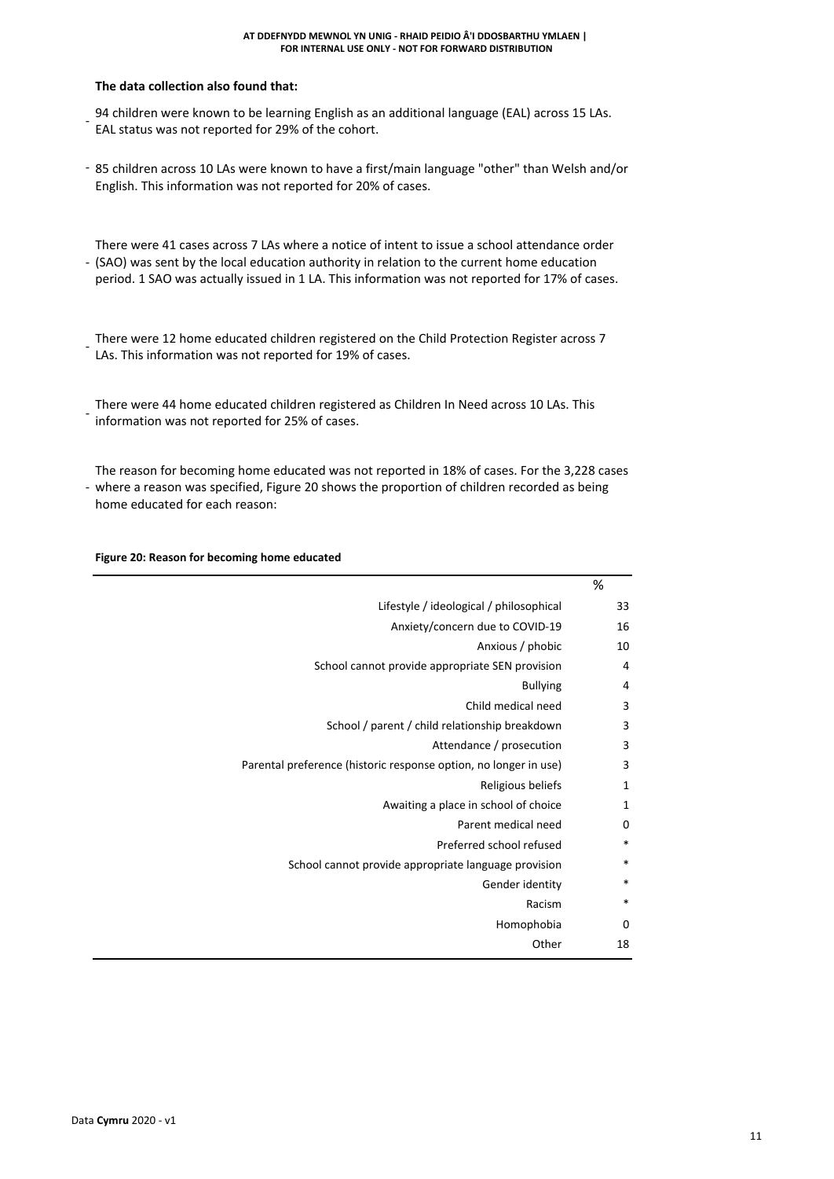**The data collection also found that:**

- 94 children were known to be learning English as an additional language (EAL) across 15 LAs. EAL status was not reported for 29% of the cohort.
- 85 children across 10 LAs were known to have a first/main language "other" than Welsh and/or English. This information was not reported for 20% of cases.
- There were 41 cases across 7 LAs where a notice of intent to issue a school attendance order (SAO) was sent by the local education authority in relation to the current home education period. 1 SAO was actually issued in 1 LA. This information was not reported for 17% of cases.
- There were 12 home educated children registered on the Child Protection Register across 7 LAs. This information was not reported for 19% of cases.
- There were 44 home educated children registered as Children In Need across 10 LAs. This information was not reported for 25% of cases.
- The reason for becoming home educated was not reported in 18% of cases. For the 3,228 cases where a reason was specified, Figure 20 shows the proportion of children recorded as being home educated for each reason:

**Figure 20: Reason for becoming home educated**

| | % |
|---:|---:|
| Lifestyle / ideological / philosophical | 33 |
| Anxiety/concern due to COVID-19 | 16 |
| Anxious / phobic | 10 |
| School cannot provide appropriate SEN provision | 4 |
| Bullying | 4 |
| Child medical need | 3 |
| School / parent / child relationship breakdown | 3 |
| Attendance / prosecution | 3 |
| Parental preference (historic response option, no longer in use) | 3 |
| Religious beliefs | 1 |
| Awaiting a place in school of choice | 1 |
| Parent medical need | 0 |
| Preferred school refused | * |
| School cannot provide appropriate language provision | * |
| Gender identity | * |
| Racism | * |
| Homophobia | 0 |
| Other | 18 |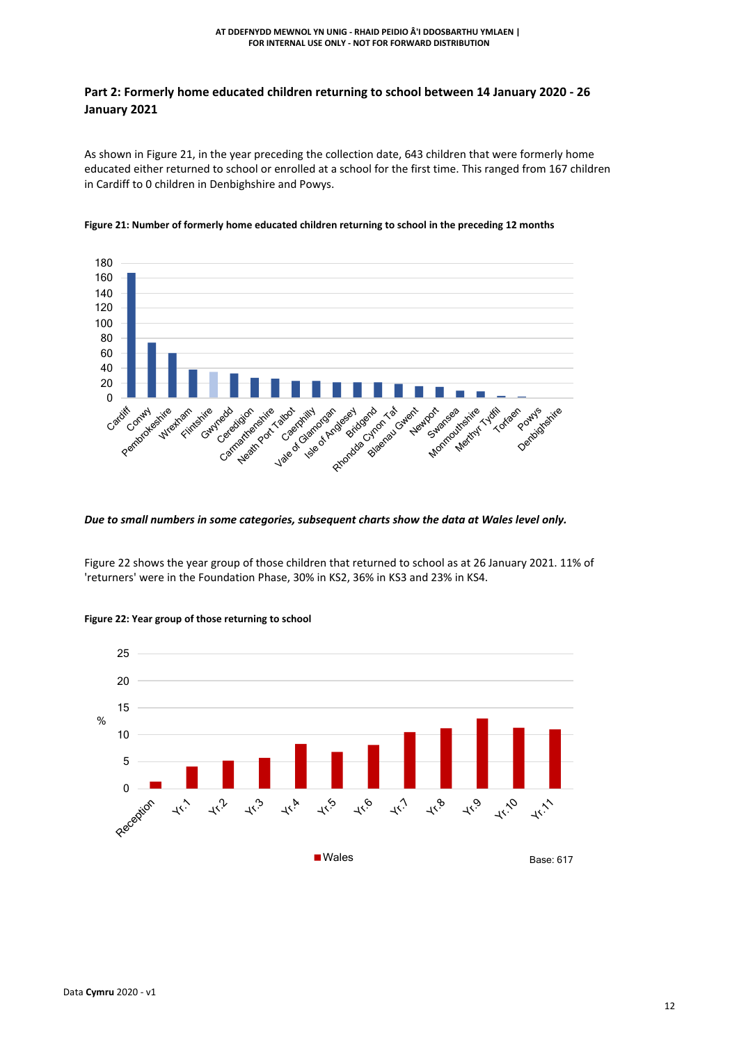## Part 2: Formerly home educated children returning to school between 14 January 2020 - 26 January 2021

As shown in Figure 21, in the year preceding the collection date, 643 children that were formerly home educated either returned to school or enrolled at a school for the first time. This ranged from 167 children in Cardiff to 0 children in Denbighshire and Powys.

**Figure 21: Number of formerly home educated children returning to school in the preceding 12 months**

***Due to small numbers in some categories, subsequent charts show the data at Wales level only.***

Figure 22 shows the year group of those children that returned to school as at 26 January 2021. 11% of 'returners' were in the Foundation Phase, 30% in KS2, 36% in KS3 and 23% in KS4.

**Figure 22: Year group of those returning to school**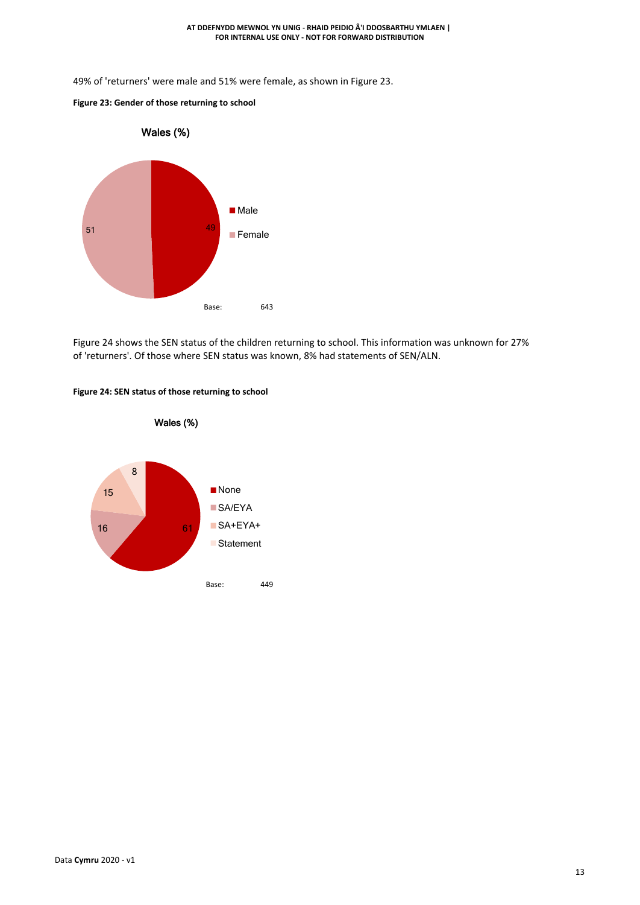49% of 'returners' were male and 51% were female, as shown in Figure 23.

**Figure 23: Gender of those returning to school**

Wales (%)

| | % |
|---|---|
| Male | 49 |
| Female | 51 |

Base: 643

Figure 24 shows the SEN status of the children returning to school. This information was unknown for 27% of 'returners'. Of those where SEN status was known, 8% had statements of SEN/ALN.

**Figure 24: SEN status of those returning to school**

Wales (%)

| | % |
|---|---|
| None | 61 |
| SA/EYA | 16 |
| SA+EYA+ | 15 |
| Statement | 8 |

Base: 449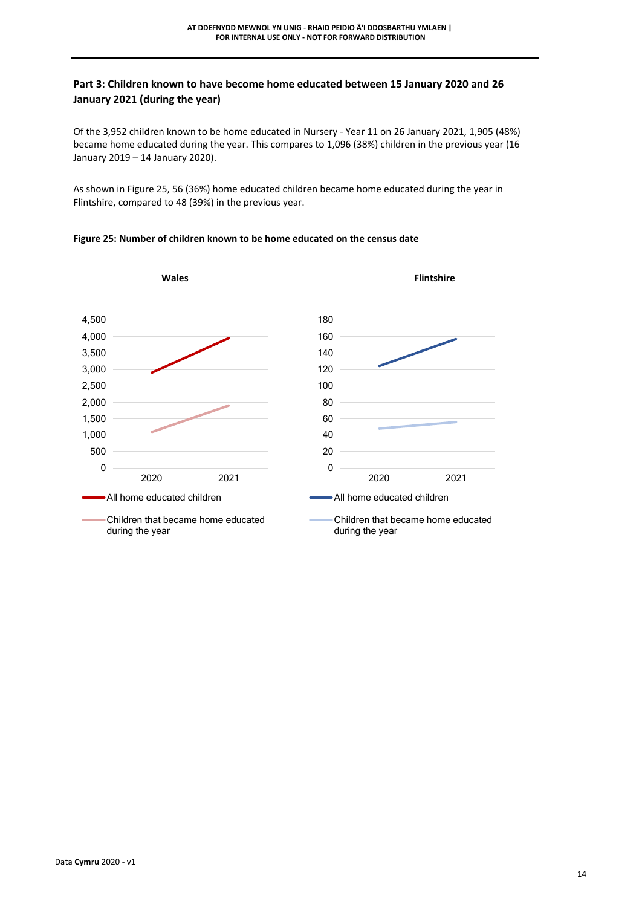## Part 3: Children known to have become home educated between 15 January 2020 and 26 January 2021 (during the year)

Of the 3,952 children known to be home educated in Nursery - Year 11 on 26 January 2021, 1,905 (48%) became home educated during the year. This compares to 1,096 (38%) children in the previous year (16 January 2019 – 14 January 2020).

As shown in Figure 25, 56 (36%) home educated children became home educated during the year in Flintshire, compared to 48 (39%) in the previous year.

**Figure 25: Number of children known to be home educated on the census date**

Wales

Flintshire

All home educated children

Children that became home educated during the year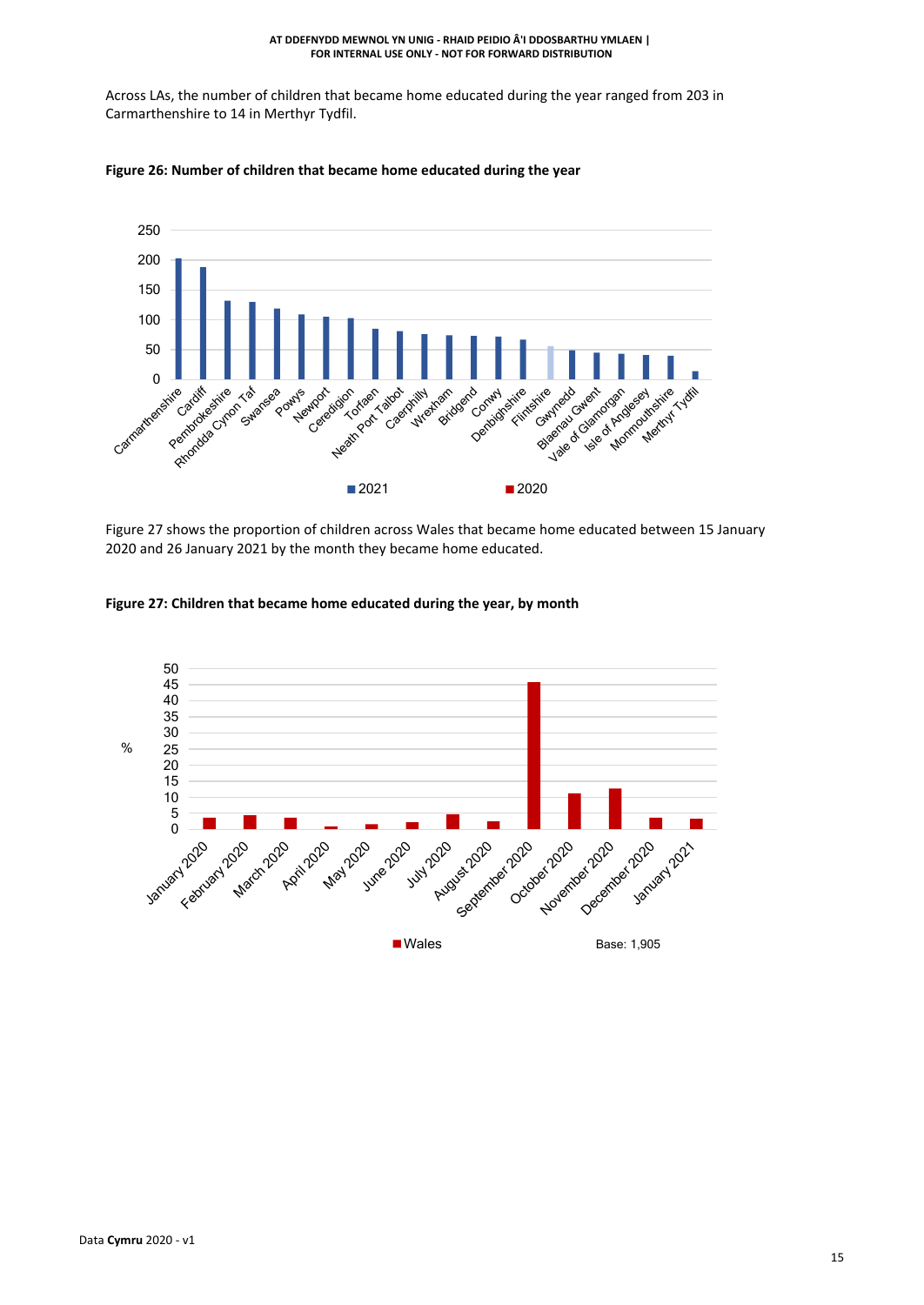Across LAs, the number of children that became home educated during the year ranged from 203 in Carmarthenshire to 14 in Merthyr Tydfil.

**Figure 26: Number of children that became home educated during the year**

Figure 27 shows the proportion of children across Wales that became home educated between 15 January 2020 and 26 January 2021 by the month they became home educated.

**Figure 27: Children that became home educated during the year, by month**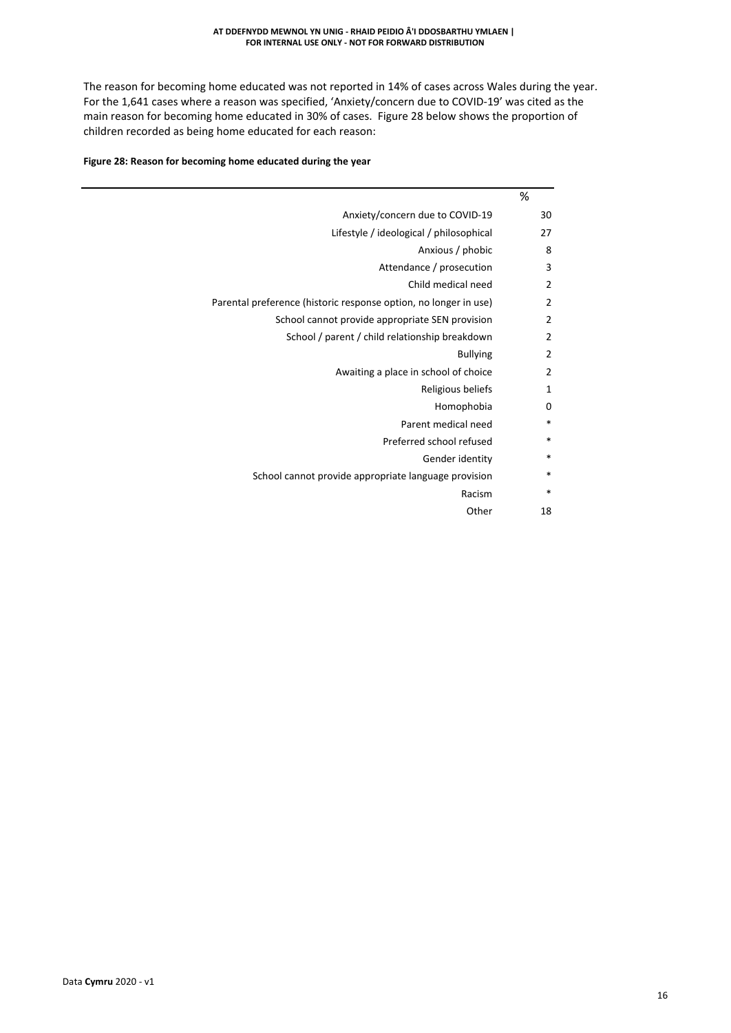The reason for becoming home educated was not reported in 14% of cases across Wales during the year. For the 1,641 cases where a reason was specified, 'Anxiety/concern due to COVID-19' was cited as the main reason for becoming home educated in 30% of cases. Figure 28 below shows the proportion of children recorded as being home educated for each reason:

**Figure 28: Reason for becoming home educated during the year**

| | % |
|---|---|
| Anxiety/concern due to COVID-19 | 30 |
| Lifestyle / ideological / philosophical | 27 |
| Anxious / phobic | 8 |
| Attendance / prosecution | 3 |
| Child medical need | 2 |
| Parental preference (historic response option, no longer in use) | 2 |
| School cannot provide appropriate SEN provision | 2 |
| School / parent / child relationship breakdown | 2 |
| Bullying | 2 |
| Awaiting a place in school of choice | 2 |
| Religious beliefs | 1 |
| Homophobia | 0 |
| Parent medical need | * |
| Preferred school refused | * |
| Gender identity | * |
| School cannot provide appropriate language provision | * |
| Racism | * |
| Other | 18 |